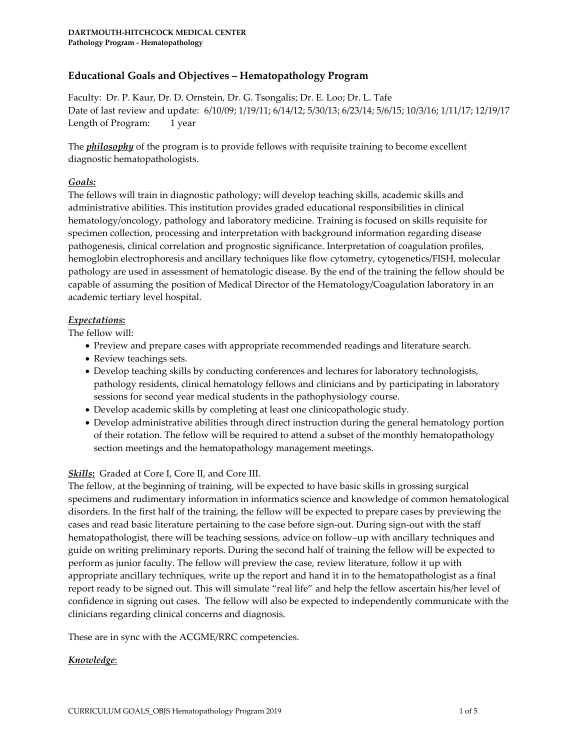**DARTMOUTH-HITCHCOCK MEDICAL CENTER**
**Pathology Program - Hematopathology**

## Educational Goals and Objectives – Hematopathology Program

Faculty: Dr. P. Kaur, Dr. D. Ornstein, Dr. G. Tsongalis; Dr. E. Loo; Dr. L. Tafe
Date of last review and update: 6/10/09; 1/19/11; 6/14/12; 5/30/13; 6/23/14; 5/6/15; 10/3/16; 1/11/17; 12/19/17
Length of Program: 1 year

The ***philosophy*** of the program is to provide fellows with requisite training to become excellent diagnostic hematopathologists.

***Goals:***
The fellows will train in diagnostic pathology; will develop teaching skills, academic skills and administrative abilities. This institution provides graded educational responsibilities in clinical hematology/oncology, pathology and laboratory medicine. Training is focused on skills requisite for specimen collection, processing and interpretation with background information regarding disease pathogenesis, clinical correlation and prognostic significance. Interpretation of coagulation profiles, hemoglobin electrophoresis and ancillary techniques like flow cytometry, cytogenetics/FISH, molecular pathology are used in assessment of hematologic disease. By the end of the training the fellow should be capable of assuming the position of Medical Director of the Hematology/Coagulation laboratory in an academic tertiary level hospital.

***Expectations*:**
The fellow will:

- Preview and prepare cases with appropriate recommended readings and literature search.
- Review teachings sets.
- Develop teaching skills by conducting conferences and lectures for laboratory technologists, pathology residents, clinical hematology fellows and clinicians and by participating in laboratory sessions for second year medical students in the pathophysiology course.
- Develop academic skills by completing at least one clinicopathologic study.
- Develop administrative abilities through direct instruction during the general hematology portion of their rotation. The fellow will be required to attend a subset of the monthly hematopathology section meetings and the hematopathology management meetings.

***Skills*:** Graded at Core I, Core II, and Core III.
The fellow, at the beginning of training, will be expected to have basic skills in grossing surgical specimens and rudimentary information in informatics science and knowledge of common hematological disorders. In the first half of the training, the fellow will be expected to prepare cases by previewing the cases and read basic literature pertaining to the case before sign-out. During sign-out with the staff hematopathologist, there will be teaching sessions, advice on follow–up with ancillary techniques and guide on writing preliminary reports. During the second half of training the fellow will be expected to perform as junior faculty. The fellow will preview the case, review literature, follow it up with appropriate ancillary techniques, write up the report and hand it in to the hematopathologist as a final report ready to be signed out. This will simulate "real life" and help the fellow ascertain his/her level of confidence in signing out cases. The fellow will also be expected to independently communicate with the clinicians regarding clinical concerns and diagnosis.

These are in sync with the ACGME/RRC competencies.

***Knowledge***: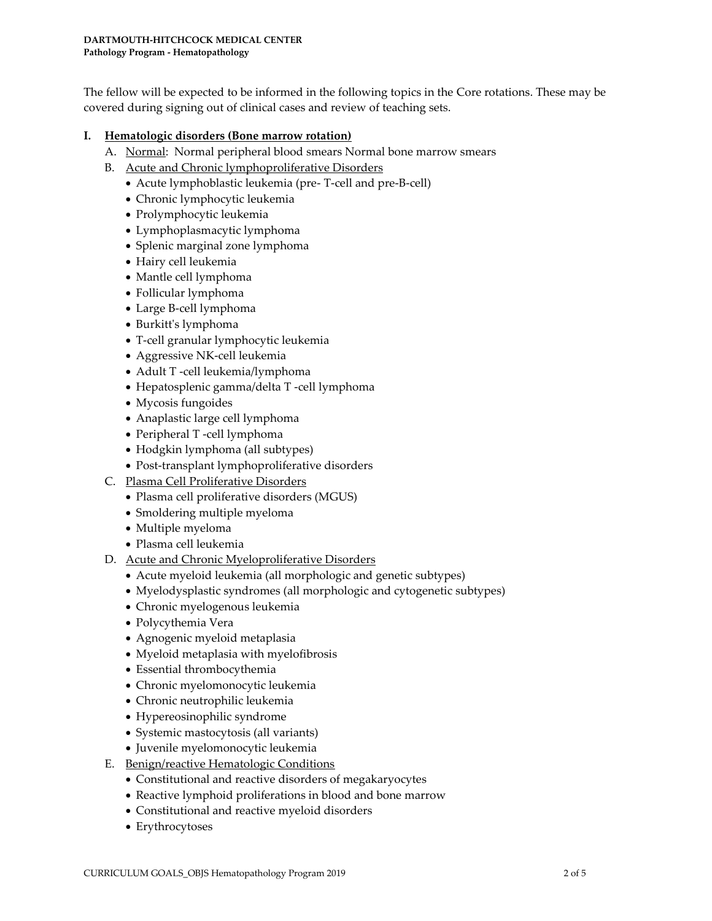The fellow will be expected to be informed in the following topics in the Core rotations. These may be covered during signing out of clinical cases and review of teaching sets.

## I. Hematologic disorders (Bone marrow rotation)

A. Normal: Normal peripheral blood smears Normal bone marrow smears

B. Acute and Chronic lymphoproliferative Disorders

- Acute lymphoblastic leukemia (pre- T-cell and pre-B-cell)
- Chronic lymphocytic leukemia
- Prolymphocytic leukemia
- Lymphoplasmacytic lymphoma
- Splenic marginal zone lymphoma
- Hairy cell leukemia
- Mantle cell lymphoma
- Follicular lymphoma
- Large B-cell lymphoma
- Burkitt's lymphoma
- T-cell granular lymphocytic leukemia
- Aggressive NK-cell leukemia
- Adult T -cell leukemia/lymphoma
- Hepatosplenic gamma/delta T -cell lymphoma
- Mycosis fungoides
- Anaplastic large cell lymphoma
- Peripheral T -cell lymphoma
- Hodgkin lymphoma (all subtypes)
- Post-transplant lymphoproliferative disorders

C. Plasma Cell Proliferative Disorders

- Plasma cell proliferative disorders (MGUS)
- Smoldering multiple myeloma
- Multiple myeloma
- Plasma cell leukemia

D. Acute and Chronic Myeloproliferative Disorders

- Acute myeloid leukemia (all morphologic and genetic subtypes)
- Myelodysplastic syndromes (all morphologic and cytogenetic subtypes)
- Chronic myelogenous leukemia
- Polycythemia Vera
- Agnogenic myeloid metaplasia
- Myeloid metaplasia with myelofibrosis
- Essential thrombocythemia
- Chronic myelomonocytic leukemia
- Chronic neutrophilic leukemia
- Hypereosinophilic syndrome
- Systemic mastocytosis (all variants)
- Juvenile myelomonocytic leukemia

E. Benign/reactive Hematologic Conditions

- Constitutional and reactive disorders of megakaryocytes
- Reactive lymphoid proliferations in blood and bone marrow
- Constitutional and reactive myeloid disorders
- Erythrocytoses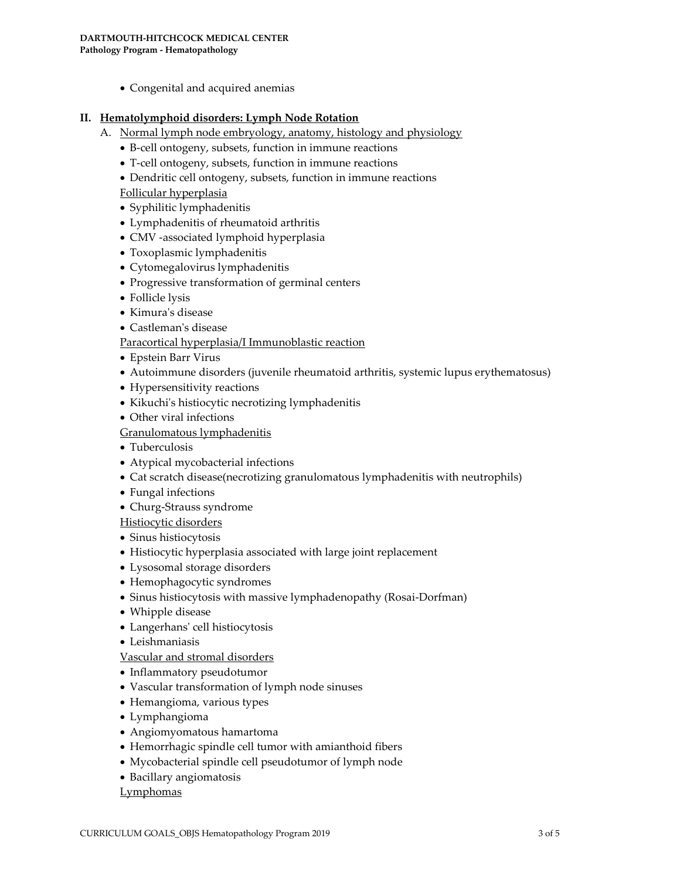- Congenital and acquired anemias

## II. Hematolymphoid disorders: Lymph Node Rotation

A. Normal lymph node embryology, anatomy, histology and physiology

- B-cell ontogeny, subsets, function in immune reactions
- T-cell ontogeny, subsets, function in immune reactions
- Dendritic cell ontogeny, subsets, function in immune reactions

Follicular hyperplasia

- Syphilitic lymphadenitis
- Lymphadenitis of rheumatoid arthritis
- CMV -associated lymphoid hyperplasia
- Toxoplasmic lymphadenitis
- Cytomegalovirus lymphadenitis
- Progressive transformation of germinal centers
- Follicle lysis
- Kimura's disease
- Castleman's disease

Paracortical hyperplasia/I Immunoblastic reaction

- Epstein Barr Virus
- Autoimmune disorders (juvenile rheumatoid arthritis, systemic lupus erythematosus)
- Hypersensitivity reactions
- Kikuchi's histiocytic necrotizing lymphadenitis
- Other viral infections

Granulomatous lymphadenitis

- Tuberculosis
- Atypical mycobacterial infections
- Cat scratch disease(necrotizing granulomatous lymphadenitis with neutrophils)
- Fungal infections
- Churg-Strauss syndrome

Histiocytic disorders

- Sinus histiocytosis
- Histiocytic hyperplasia associated with large joint replacement
- Lysosomal storage disorders
- Hemophagocytic syndromes
- Sinus histiocytosis with massive lymphadenopathy (Rosai-Dorfman)
- Whipple disease
- Langerhans' cell histiocytosis
- Leishmaniasis

Vascular and stromal disorders

- Inflammatory pseudotumor
- Vascular transformation of lymph node sinuses
- Hemangioma, various types
- Lymphangioma
- Angiomyomatous hamartoma
- Hemorrhagic spindle cell tumor with amianthoid fibers
- Mycobacterial spindle cell pseudotumor of lymph node
- Bacillary angiomatosis

Lymphomas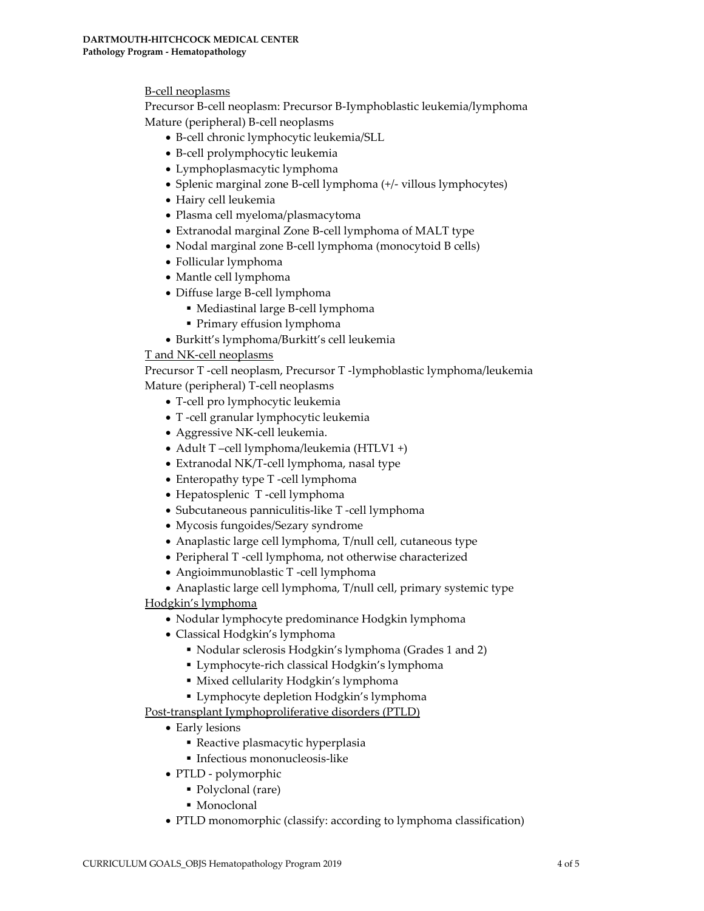B-cell neoplasms

Precursor B-cell neoplasm: Precursor B-lymphoblastic leukemia/lymphoma

Mature (peripheral) B-cell neoplasms

- B-cell chronic lymphocytic leukemia/SLL
- B-cell prolymphocytic leukemia
- Lymphoplasmacytic lymphoma
- Splenic marginal zone B-cell lymphoma (+/- villous lymphocytes)
- Hairy cell leukemia
- Plasma cell myeloma/plasmacytoma
- Extranodal marginal Zone B-cell lymphoma of MALT type
- Nodal marginal zone B-cell lymphoma (monocytoid B cells)
- Follicular lymphoma
- Mantle cell lymphoma
- Diffuse large B-cell lymphoma
  - Mediastinal large B-cell lymphoma
  - Primary effusion lymphoma
- Burkitt's lymphoma/Burkitt's cell leukemia

T and NK-cell neoplasms

Precursor T -cell neoplasm, Precursor T -lymphoblastic lymphoma/leukemia

Mature (peripheral) T-cell neoplasms

- T-cell pro lymphocytic leukemia
- T -cell granular lymphocytic leukemia
- Aggressive NK-cell leukemia.
- Adult T –cell lymphoma/leukemia (HTLV1 +)
- Extranodal NK/T-cell lymphoma, nasal type
- Enteropathy type T -cell lymphoma
- Hepatosplenic T -cell lymphoma
- Subcutaneous panniculitis-like T -cell lymphoma
- Mycosis fungoides/Sezary syndrome
- Anaplastic large cell lymphoma, T/null cell, cutaneous type
- Peripheral T -cell lymphoma, not otherwise characterized
- Angioimmunoblastic T -cell lymphoma
- Anaplastic large cell lymphoma, T/null cell, primary systemic type

Hodgkin's lymphoma

- Nodular lymphocyte predominance Hodgkin lymphoma
- Classical Hodgkin's lymphoma
  - Nodular sclerosis Hodgkin's lymphoma (Grades 1 and 2)
  - Lymphocyte-rich classical Hodgkin's lymphoma
  - Mixed cellularity Hodgkin's lymphoma
  - Lymphocyte depletion Hodgkin's lymphoma

Post-transplant lymphoproliferative disorders (PTLD)

- Early lesions
  - Reactive plasmacytic hyperplasia
  - Infectious mononucleosis-like
- PTLD - polymorphic
  - Polyclonal (rare)
  - Monoclonal
- PTLD monomorphic (classify: according to lymphoma classification)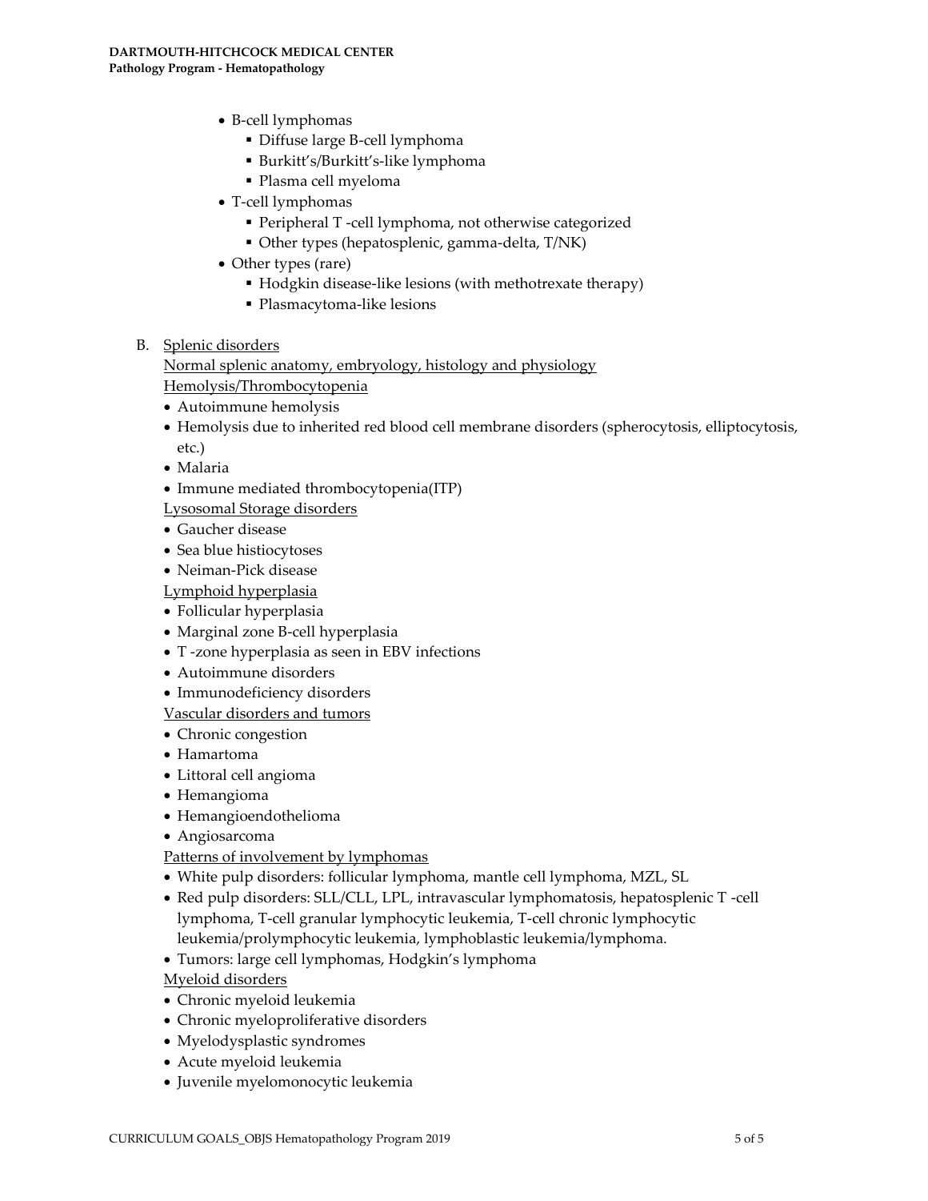- B-cell lymphomas
  - Diffuse large B-cell lymphoma
  - Burkitt's/Burkitt's-like lymphoma
  - Plasma cell myeloma
- T-cell lymphomas
  - Peripheral T -cell lymphoma, not otherwise categorized
  - Other types (hepatosplenic, gamma-delta, T/NK)
- Other types (rare)
  - Hodgkin disease-like lesions (with methotrexate therapy)
  - Plasmacytoma-like lesions

B. <u>Splenic disorders</u>

<u>Normal splenic anatomy, embryology, histology and physiology</u>

<u>Hemolysis/Thrombocytopenia</u>

- Autoimmune hemolysis
- Hemolysis due to inherited red blood cell membrane disorders (spherocytosis, elliptocytosis, etc.)
- Malaria
- Immune mediated thrombocytopenia(ITP)

<u>Lysosomal Storage disorders</u>

- Gaucher disease
- Sea blue histiocytoses
- Neiman-Pick disease

<u>Lymphoid hyperplasia</u>

- Follicular hyperplasia
- Marginal zone B-cell hyperplasia
- T -zone hyperplasia as seen in EBV infections
- Autoimmune disorders
- Immunodeficiency disorders

<u>Vascular disorders and tumors</u>

- Chronic congestion
- Hamartoma
- Littoral cell angioma
- Hemangioma
- Hemangioendothelioma
- Angiosarcoma

<u>Patterns of involvement by lymphomas</u>

- White pulp disorders: follicular lymphoma, mantle cell lymphoma, MZL, SL
- Red pulp disorders: SLL/CLL, LPL, intravascular lymphomatosis, hepatosplenic T -cell lymphoma, T-cell granular lymphocytic leukemia, T-cell chronic lymphocytic leukemia/prolymphocytic leukemia, lymphoblastic leukemia/lymphoma.
- Tumors: large cell lymphomas, Hodgkin's lymphoma

<u>Myeloid disorders</u>

- Chronic myeloid leukemia
- Chronic myeloproliferative disorders
- Myelodysplastic syndromes
- Acute myeloid leukemia
- Juvenile myelomonocytic leukemia